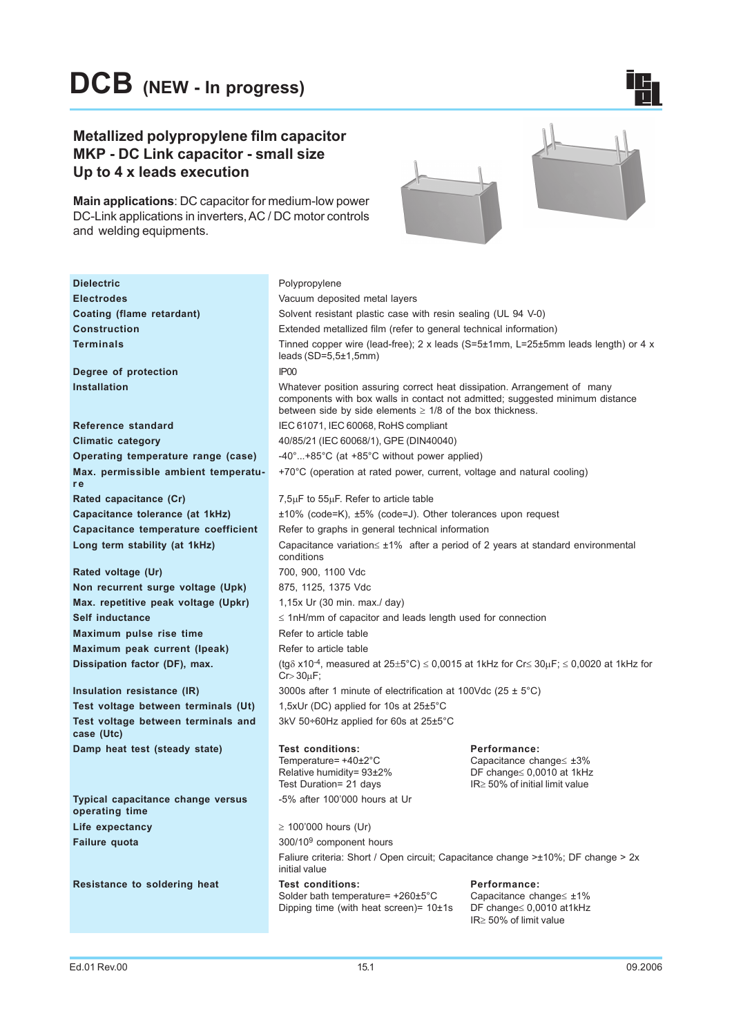# DCB (NEW - In progress)

## Metallized polypropylene film capacitor
## MKP - DC Link capacitor - small size
## Up to 4 x leads execution

**Main applications**: DC capacitor for medium-low power DC-Link applications in inverters, AC / DC motor controls and welding equipments.

| | |
|---|---|
| **Dielectric** | Polypropylene |
| **Electrodes** | Vacuum deposited metal layers |
| **Coating (flame retardant)** | Solvent resistant plastic case with resin sealing (UL 94 V-0) |
| **Construction** | Extended metallized film (refer to general technical information) |
| **Terminals** | Tinned copper wire (lead-free); 2 x leads (S=5±1mm, L=25±5mm leads length) or 4 x leads (SD=5,5±1,5mm) |
| **Degree of protection** | IP00 |
| **Installation** | Whatever position assuring correct heat dissipation. Arrangement of many components with box walls in contact not admitted; suggested minimum distance between side by side elements ≥ 1/8 of the box thickness. |
| **Reference standard** | IEC 61071, IEC 60068, RoHS compliant |
| **Climatic category** | 40/85/21 (IEC 60068/1), GPE (DIN40040) |
| **Operating temperature range (case)** | -40°...+85°C (at +85°C without power applied) |
| **Max. permissible ambient temperature** | +70°C (operation at rated power, current, voltage and natural cooling) |
| **Rated capacitance (Cr)** | 7,5µF to 55µF. Refer to article table |
| **Capacitance tolerance (at 1kHz)** | ±10% (code=K), ±5% (code=J). Other tolerances upon request |
| **Capacitance temperature coefficient** | Refer to graphs in general technical information |
| **Long term stability (at 1kHz)** | Capacitance variation≤ ±1% after a period of 2 years at standard environmental conditions |
| **Rated voltage (Ur)** | 700, 900, 1100 Vdc |
| **Non recurrent surge voltage (Upk)** | 875, 1125, 1375 Vdc |
| **Max. repetitive peak voltage (Upkr)** | 1,15x Ur (30 min. max./ day) |
| **Self inductance** | ≤ 1nH/mm of capacitor and leads length used for connection |
| **Maximum pulse rise time** | Refer to article table |
| **Maximum peak current (Ipeak)** | Refer to article table |
| **Dissipation factor (DF), max.** | (tgδ x$10^{-4}$, measured at 25±5°C) ≤ 0,0015 at 1kHz for Cr≤ 30µF; ≤ 0,0020 at 1kHz for Cr> 30µF; |
| **Insulation resistance (IR)** | 3000s after 1 minute of electrification at 100Vdc (25 ± 5°C) |
| **Test voltage between terminals (Ut)** | 1,5xUr (DC) applied for 10s at 25±5°C |
| **Test voltage between terminals and case (Utc)** | 3kV 50÷60Hz applied for 60s at 25±5°C |
| **Damp heat test (steady state)** | **Test conditions:** Temperature= +40±2°C; Relative humidity= 93±2%; Test Duration= 21 days. **Performance:** Capacitance change≤ ±3%; DF change≤ 0,0010 at 1kHz; IR≥ 50% of initial limit value |
| **Typical capacitance change versus operating time** | -5% after 100'000 hours at Ur |
| **Life expectancy** | ≥ 100'000 hours (Ur) |
| **Failure quota** | 300/$10^9$ component hours. Faliure criteria: Short / Open circuit; Capacitance change >±10%; DF change > 2x initial value |
| **Resistance to soldering heat** | **Test conditions:** Solder bath temperature= +260±5°C; Dipping time (with heat screen)= 10±1s. **Performance:** Capacitance change≤ ±1%; DF change≤ 0,0010 at1kHz; IR≥ 50% of limit value |

Ed.01 Rev.00 — 09.2006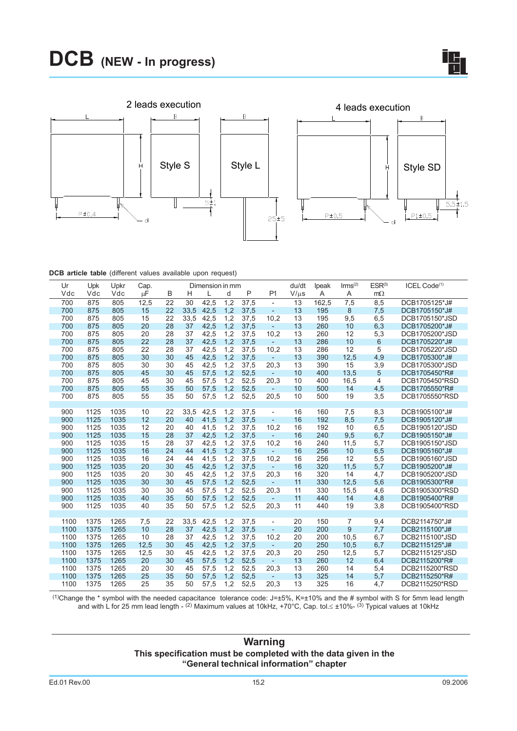# DCB (NEW - In progress)

2 leads execution

L, H, B, Style S, Style L, P±0.4, d, 5±1, 25±5

4 leads execution

L, H, B, Style SD, P±0.5, d, P1±0.5, 5.5±1.5

**DCB article table** (different values available upon request)

| Ur Vdc | Upk Vdc | Upkr Vdc | Cap. µF | B | H | L | d | P | P1 | du/dt V/µs | Ipeak A | Irms[(2)] A | ESR[(3)] mΩ | ICEL Code[(1)] |
|---|---|---|---|---|---|---|---|---|---|---|---|---|---|---|
| | | | | Dimension in mm | | | | | | | | | | |
| 700 | 875 | 805 | 12,5 | 22 | 30 | 42,5 | 1,2 | 37,5 | - | 13 | 162,5 | 7,5 | 8,5 | DCB1705125*J# |
| 700 | 875 | 805 | 15 | 22 | 33,5 | 42,5 | 1,2 | 37,5 | - | 13 | 195 | 8 | 7,5 | DCB1705150*J# |
| 700 | 875 | 805 | 15 | 22 | 33,5 | 42,5 | 1,2 | 37,5 | 10,2 | 13 | 195 | 9,5 | 6,5 | DCB1705150*JSD |
| 700 | 875 | 805 | 20 | 28 | 37 | 42,5 | 1,2 | 37,5 | - | 13 | 260 | 10 | 6,3 | DCB1705200*J# |
| 700 | 875 | 805 | 20 | 28 | 37 | 42,5 | 1,2 | 37,5 | 10,2 | 13 | 260 | 12 | 5,3 | DCB1705200*JSD |
| 700 | 875 | 805 | 22 | 28 | 37 | 42,5 | 1,2 | 37,5 | - | 13 | 286 | 10 | 6 | DCB1705220*J# |
| 700 | 875 | 805 | 22 | 28 | 37 | 42,5 | 1,2 | 37,5 | 10,2 | 13 | 286 | 12 | 5 | DCB1705220*JSD |
| 700 | 875 | 805 | 30 | 30 | 45 | 42,5 | 1,2 | 37,5 | - | 13 | 390 | 12,5 | 4,9 | DCB1705300*J# |
| 700 | 875 | 805 | 30 | 30 | 45 | 42,5 | 1,2 | 37,5 | 20,3 | 13 | 390 | 15 | 3,9 | DCB1705300*JSD |
| 700 | 875 | 805 | 45 | 30 | 45 | 57,5 | 1,2 | 52,5 | - | 10 | 400 | 13,5 | 5 | DCB1705450*R# |
| 700 | 875 | 805 | 45 | 30 | 45 | 57,5 | 1,2 | 52,5 | 20,3 | 10 | 400 | 16,5 | 4 | DCB1705450*RSD |
| 700 | 875 | 805 | 55 | 35 | 50 | 57,5 | 1,2 | 52,5 | - | 10 | 500 | 14 | 4,5 | DCB1705550*R# |
| 700 | 875 | 805 | 55 | 35 | 50 | 57,5 | 1,2 | 52,5 | 20,5 | 10 | 500 | 19 | 3,5 | DCB1705550*RSD |
| | | | | | | | | | | | | | | |
| 900 | 1125 | 1035 | 10 | 22 | 33,5 | 42,5 | 1,2 | 37,5 | - | 16 | 160 | 7,5 | 8,3 | DCB1905100*J# |
| 900 | 1125 | 1035 | 12 | 20 | 40 | 41,5 | 1,2 | 37,5 | - | 16 | 192 | 8,5 | 7,5 | DCB1905120*J# |
| 900 | 1125 | 1035 | 12 | 20 | 40 | 41,5 | 1,2 | 37,5 | 10,2 | 16 | 192 | 10 | 6,5 | DCB1905120*JSD |
| 900 | 1125 | 1035 | 15 | 28 | 37 | 42,5 | 1,2 | 37,5 | - | 16 | 240 | 9,5 | 6,7 | DCB1905150*J# |
| 900 | 1125 | 1035 | 15 | 28 | 37 | 42,5 | 1,2 | 37,5 | 10,2 | 16 | 240 | 11,5 | 5,7 | DCB1905150*JSD |
| 900 | 1125 | 1035 | 16 | 24 | 44 | 41,5 | 1,2 | 37,5 | - | 16 | 256 | 10 | 6,5 | DCB1905160*J# |
| 900 | 1125 | 1035 | 16 | 24 | 44 | 41,5 | 1,2 | 37,5 | 10,2 | 16 | 256 | 12 | 5,5 | DCB1905160*JSD |
| 900 | 1125 | 1035 | 20 | 30 | 45 | 42,5 | 1,2 | 37,5 | - | 16 | 320 | 11,5 | 5,7 | DCB1905200*J# |
| 900 | 1125 | 1035 | 20 | 30 | 45 | 42,5 | 1,2 | 37,5 | 20,3 | 16 | 320 | 14 | 4,7 | DCB1905200*JSD |
| 900 | 1125 | 1035 | 30 | 30 | 45 | 57,5 | 1,2 | 52,5 | - | 11 | 330 | 12,5 | 5,6 | DCB1905300*R# |
| 900 | 1125 | 1035 | 30 | 30 | 45 | 57,5 | 1,2 | 52,5 | 20,3 | 11 | 330 | 15,5 | 4,6 | DCB1905300*RSD |
| 900 | 1125 | 1035 | 40 | 35 | 50 | 57,5 | 1,2 | 52,5 | - | 11 | 440 | 14 | 4,8 | DCB1905400*R# |
| 900 | 1125 | 1035 | 40 | 35 | 50 | 57,5 | 1,2 | 52,5 | 20,3 | 11 | 440 | 19 | 3,8 | DCB1905400*RSD |
| | | | | | | | | | | | | | | |
| 1100 | 1375 | 1265 | 7,5 | 22 | 33,5 | 42,5 | 1,2 | 37,5 | - | 20 | 150 | 7 | 9,4 | DCB2114750*J# |
| 1100 | 1375 | 1265 | 10 | 28 | 37 | 42,5 | 1,2 | 37,5 | - | 20 | 200 | 9 | 7,7 | DCB2115100*J# |
| 1100 | 1375 | 1265 | 10 | 28 | 37 | 42,5 | 1,2 | 37,5 | 10,2 | 20 | 200 | 10,5 | 6,7 | DCB2115100*JSD |
| 1100 | 1375 | 1265 | 12,5 | 30 | 45 | 42,5 | 1,2 | 37,5 | - | 20 | 250 | 10,5 | 6,7 | DCB2115125*J# |
| 1100 | 1375 | 1265 | 12,5 | 30 | 45 | 42,5 | 1,2 | 37,5 | 20,3 | 20 | 250 | 12,5 | 5,7 | DCB2115125*JSD |
| 1100 | 1375 | 1265 | 20 | 30 | 45 | 57,5 | 1,2 | 52,5 | - | 13 | 260 | 12 | 6,4 | DCB2115200*R# |
| 1100 | 1375 | 1265 | 20 | 30 | 45 | 57,5 | 1,2 | 52,5 | 20,3 | 13 | 260 | 14 | 5,4 | DCB2115200*RSD |
| 1100 | 1375 | 1265 | 25 | 35 | 50 | 57,5 | 1,2 | 52,5 | - | 13 | 325 | 14 | 5,7 | DCB2115250*R# |
| 1100 | 1375 | 1265 | 25 | 35 | 50 | 57,5 | 1,2 | 52,5 | 20,3 | 13 | 325 | 16 | 4,7 | DCB2115250*RSD |

(1)Change the * symbol with the needed capacitance tolerance code: J=±5%, K=±10% and the # symbol with S for 5mm lead length and with L for 25 mm lead length - (2) Maximum values at 10kHz, +70°C, Cap. tol.≤ ±10%- (3) Typical values at 10kHz

## Warning

**This specification must be completed with the data given in the "General technical information" chapter**

Ed.01 Rev.00 — 15.2 — 09.2006